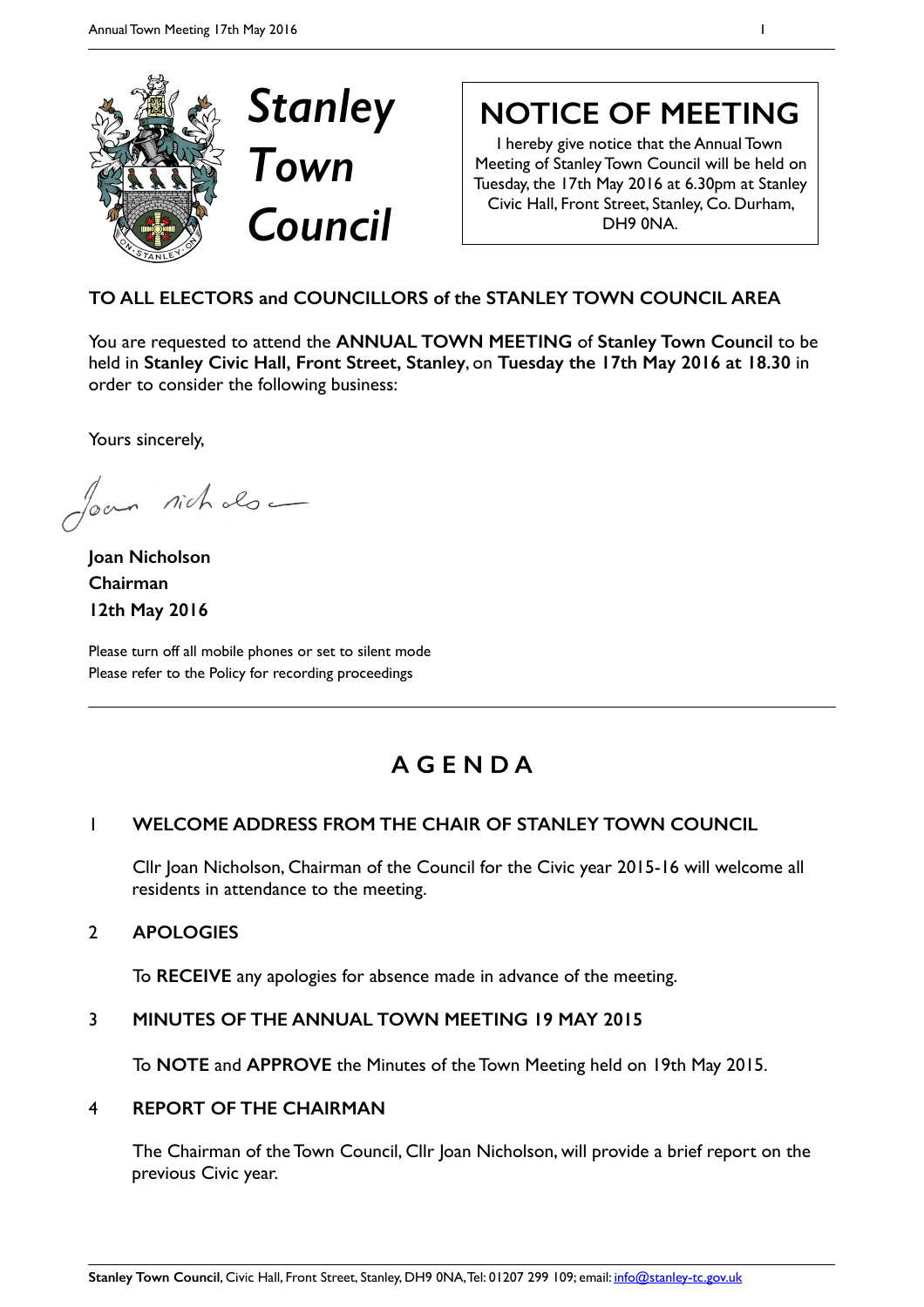# *Stanley Town Council*

## NOTICE OF MEETING

I hereby give notice that the Annual Town Meeting of Stanley Town Council will be held on Tuesday, the 17th May 2016 at 6.30pm at Stanley Civic Hall, Front Street, Stanley, Co. Durham, DH9 0NA.

**TO ALL ELECTORS and COUNCILLORS of the STANLEY TOWN COUNCIL AREA**

You are requested to attend the **ANNUAL TOWN MEETING** of **Stanley Town Council** to be held in **Stanley Civic Hall, Front Street, Stanley**, on **Tuesday the 17th May 2016 at 18.30** in order to consider the following business:

Yours sincerely,

Joan Nicholson

**Joan Nicholson**
**Chairman**
**12th May 2016**

Please turn off all mobile phones or set to silent mode
Please refer to the Policy for recording proceedings

---

## AGENDA

### 1 WELCOME ADDRESS FROM THE CHAIR OF STANLEY TOWN COUNCIL

Cllr Joan Nicholson, Chairman of the Council for the Civic year 2015-16 will welcome all residents in attendance to the meeting.

### 2 APOLOGIES

To **RECEIVE** any apologies for absence made in advance of the meeting.

### 3 MINUTES OF THE ANNUAL TOWN MEETING 19 MAY 2015

To **NOTE** and **APPROVE** the Minutes of the Town Meeting held on 19th May 2015.

### 4 REPORT OF THE CHAIRMAN

The Chairman of the Town Council, Cllr Joan Nicholson, will provide a brief report on the previous Civic year.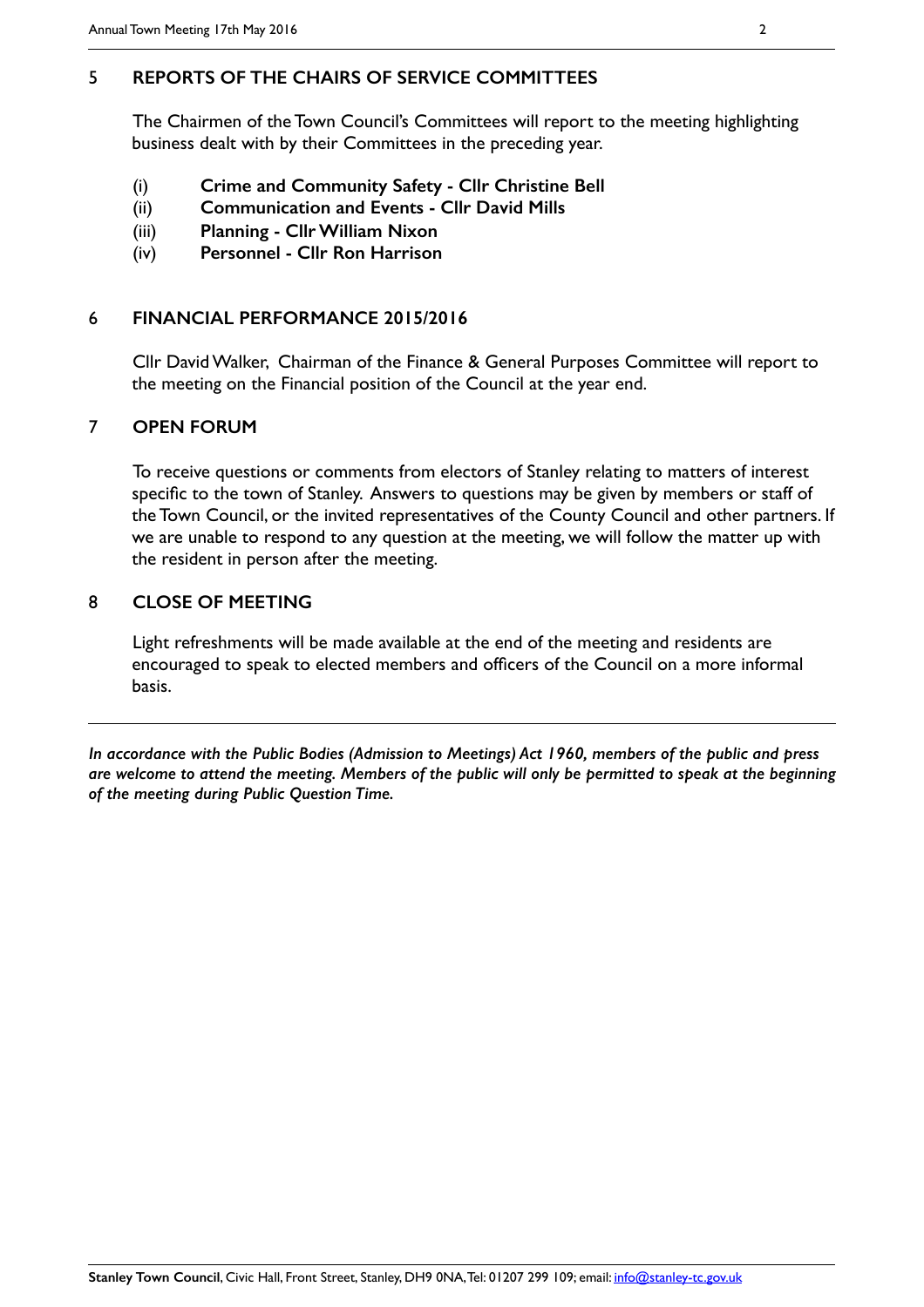## 5 REPORTS OF THE CHAIRS OF SERVICE COMMITTEES

The Chairmen of the Town Council's Committees will report to the meeting highlighting business dealt with by their Committees in the preceding year.

(i) **Crime and Community Safety - Cllr Christine Bell**
(ii) **Communication and Events - Cllr David Mills**
(iii) **Planning - Cllr William Nixon**
(iv) **Personnel - Cllr Ron Harrison**

## 6 FINANCIAL PERFORMANCE 2015/2016

Cllr David Walker, Chairman of the Finance & General Purposes Committee will report to the meeting on the Financial position of the Council at the year end.

## 7 OPEN FORUM

To receive questions or comments from electors of Stanley relating to matters of interest specific to the town of Stanley. Answers to questions may be given by members or staff of the Town Council, or the invited representatives of the County Council and other partners. If we are unable to respond to any question at the meeting, we will follow the matter up with the resident in person after the meeting.

## 8 CLOSE OF MEETING

Light refreshments will be made available at the end of the meeting and residents are encouraged to speak to elected members and officers of the Council on a more informal basis.

---

***In accordance with the Public Bodies (Admission to Meetings) Act 1960, members of the public and press are welcome to attend the meeting. Members of the public will only be permitted to speak at the beginning of the meeting during Public Question Time.***

**Stanley Town Council**, Civic Hall, Front Street, Stanley, DH9 0NA, Tel: 01207 299 109; email: info@stanley-tc.gov.uk